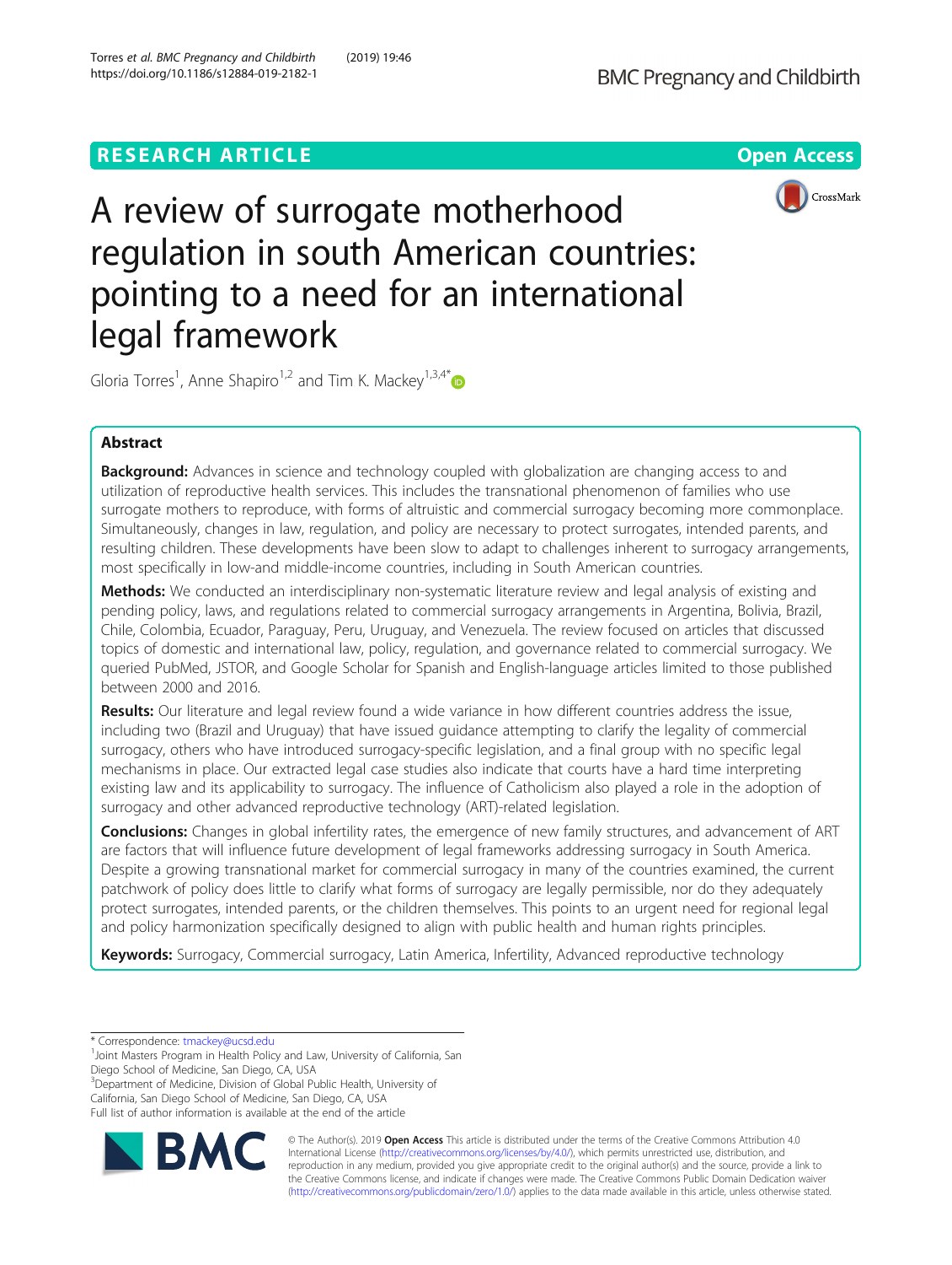RESEARCH ARTICLE

Open Access

# A review of surrogate motherhood regulation in south American countries: pointing to a need for an international legal framework

Gloria Torres[1], Anne Shapiro[1,2] and Tim K. Mackey[1,3,4*]

## Abstract

**Background:** Advances in science and technology coupled with globalization are changing access to and utilization of reproductive health services. This includes the transnational phenomenon of families who use surrogate mothers to reproduce, with forms of altruistic and commercial surrogacy becoming more commonplace. Simultaneously, changes in law, regulation, and policy are necessary to protect surrogates, intended parents, and resulting children. These developments have been slow to adapt to challenges inherent to surrogacy arrangements, most specifically in low-and middle-income countries, including in South American countries.

**Methods:** We conducted an interdisciplinary non-systematic literature review and legal analysis of existing and pending policy, laws, and regulations related to commercial surrogacy arrangements in Argentina, Bolivia, Brazil, Chile, Colombia, Ecuador, Paraguay, Peru, Uruguay, and Venezuela. The review focused on articles that discussed topics of domestic and international law, policy, regulation, and governance related to commercial surrogacy. We queried PubMed, JSTOR, and Google Scholar for Spanish and English-language articles limited to those published between 2000 and 2016.

**Results:** Our literature and legal review found a wide variance in how different countries address the issue, including two (Brazil and Uruguay) that have issued guidance attempting to clarify the legality of commercial surrogacy, others who have introduced surrogacy-specific legislation, and a final group with no specific legal mechanisms in place. Our extracted legal case studies also indicate that courts have a hard time interpreting existing law and its applicability to surrogacy. The influence of Catholicism also played a role in the adoption of surrogacy and other advanced reproductive technology (ART)-related legislation.

**Conclusions:** Changes in global infertility rates, the emergence of new family structures, and advancement of ART are factors that will influence future development of legal frameworks addressing surrogacy in South America. Despite a growing transnational market for commercial surrogacy in many of the countries examined, the current patchwork of policy does little to clarify what forms of surrogacy are legally permissible, nor do they adequately protect surrogates, intended parents, or the children themselves. This points to an urgent need for regional legal and policy harmonization specifically designed to align with public health and human rights principles.

**Keywords:** Surrogacy, Commercial surrogacy, Latin America, Infertility, Advanced reproductive technology

---

* Correspondence: tmackey@ucsd.edu

[1]Joint Masters Program in Health Policy and Law, University of California, San Diego School of Medicine, San Diego, CA, USA

[3]Department of Medicine, Division of Global Public Health, University of California, San Diego School of Medicine, San Diego, CA, USA

Full list of author information is available at the end of the article

© The Author(s). 2019 **Open Access** This article is distributed under the terms of the Creative Commons Attribution 4.0 International License (http://creativecommons.org/licenses/by/4.0/), which permits unrestricted use, distribution, and reproduction in any medium, provided you give appropriate credit to the original author(s) and the source, provide a link to the Creative Commons license, and indicate if changes were made. The Creative Commons Public Domain Dedication waiver (http://creativecommons.org/publicdomain/zero/1.0/) applies to the data made available in this article, unless otherwise stated.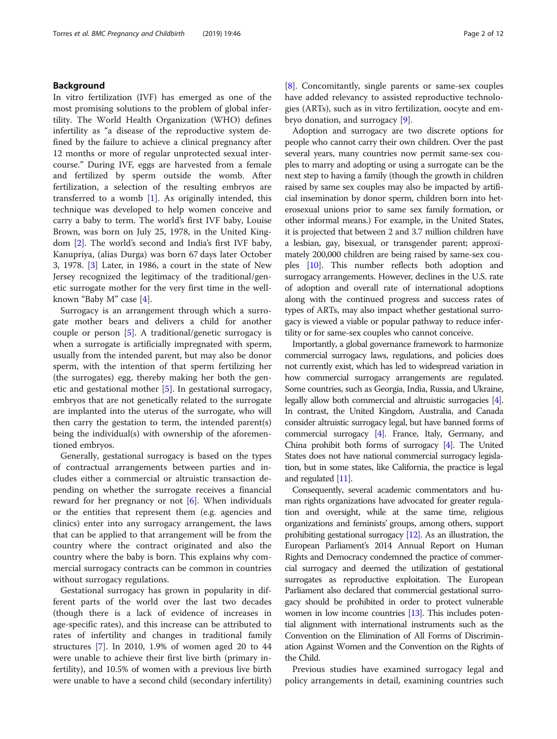## Background

In vitro fertilization (IVF) has emerged as one of the most promising solutions to the problem of global infertility. The World Health Organization (WHO) defines infertility as "a disease of the reproductive system defined by the failure to achieve a clinical pregnancy after 12 months or more of regular unprotected sexual intercourse." During IVF, eggs are harvested from a female and fertilized by sperm outside the womb. After fertilization, a selection of the resulting embryos are transferred to a womb [1]. As originally intended, this technique was developed to help women conceive and carry a baby to term. The world's first IVF baby, Louise Brown, was born on July 25, 1978, in the United Kingdom [2]. The world's second and India's first IVF baby, Kanupriya, (alias Durga) was born 67 days later October 3, 1978. [3] Later, in 1986, a court in the state of New Jersey recognized the legitimacy of the traditional/genetic surrogate mother for the very first time in the well-known "Baby M" case [4].

Surrogacy is an arrangement through which a surrogate mother bears and delivers a child for another couple or person [5]. A traditional/genetic surrogacy is when a surrogate is artificially impregnated with sperm, usually from the intended parent, but may also be donor sperm, with the intention of that sperm fertilizing her (the surrogates) egg, thereby making her both the genetic and gestational mother [5]. In gestational surrogacy, embryos that are not genetically related to the surrogate are implanted into the uterus of the surrogate, who will then carry the gestation to term, the intended parent(s) being the individual(s) with ownership of the aforementioned embryos.

Generally, gestational surrogacy is based on the types of contractual arrangements between parties and includes either a commercial or altruistic transaction depending on whether the surrogate receives a financial reward for her pregnancy or not [6]. When individuals or the entities that represent them (e.g. agencies and clinics) enter into any surrogacy arrangement, the laws that can be applied to that arrangement will be from the country where the contract originated and also the country where the baby is born. This explains why commercial surrogacy contracts can be common in countries without surrogacy regulations.

Gestational surrogacy has grown in popularity in different parts of the world over the last two decades (though there is a lack of evidence of increases in age-specific rates), and this increase can be attributed to rates of infertility and changes in traditional family structures [7]. In 2010, 1.9% of women aged 20 to 44 were unable to achieve their first live birth (primary infertility), and 10.5% of women with a previous live birth were unable to have a second child (secondary infertility) [8]. Concomitantly, single parents or same-sex couples have added relevancy to assisted reproductive technologies (ARTs), such as in vitro fertilization, oocyte and embryo donation, and surrogacy [9].

Adoption and surrogacy are two discrete options for people who cannot carry their own children. Over the past several years, many countries now permit same-sex couples to marry and adopting or using a surrogate can be the next step to having a family (though the growth in children raised by same sex couples may also be impacted by artificial insemination by donor sperm, children born into heterosexual unions prior to same sex family formation, or other informal means.) For example, in the United States, it is projected that between 2 and 3.7 million children have a lesbian, gay, bisexual, or transgender parent; approximately 200,000 children are being raised by same-sex couples [10]. This number reflects both adoption and surrogacy arrangements. However, declines in the U.S. rate of adoption and overall rate of international adoptions along with the continued progress and success rates of types of ARTs, may also impact whether gestational surrogacy is viewed a viable or popular pathway to reduce infertility or for same-sex couples who cannot conceive.

Importantly, a global governance framework to harmonize commercial surrogacy laws, regulations, and policies does not currently exist, which has led to widespread variation in how commercial surrogacy arrangements are regulated. Some countries, such as Georgia, India, Russia, and Ukraine, legally allow both commercial and altruistic surrogacies [4]. In contrast, the United Kingdom, Australia, and Canada consider altruistic surrogacy legal, but have banned forms of commercial surrogacy [4]. France, Italy, Germany, and China prohibit both forms of surrogacy [4]. The United States does not have national commercial surrogacy legislation, but in some states, like California, the practice is legal and regulated [11].

Consequently, several academic commentators and human rights organizations have advocated for greater regulation and oversight, while at the same time, religious organizations and feminists' groups, among others, support prohibiting gestational surrogacy [12]. As an illustration, the European Parliament's 2014 Annual Report on Human Rights and Democracy condemned the practice of commercial surrogacy and deemed the utilization of gestational surrogates as reproductive exploitation. The European Parliament also declared that commercial gestational surrogacy should be prohibited in order to protect vulnerable women in low income countries [13]. This includes potential alignment with international instruments such as the Convention on the Elimination of All Forms of Discrimination Against Women and the Convention on the Rights of the Child.

Previous studies have examined surrogacy legal and policy arrangements in detail, examining countries such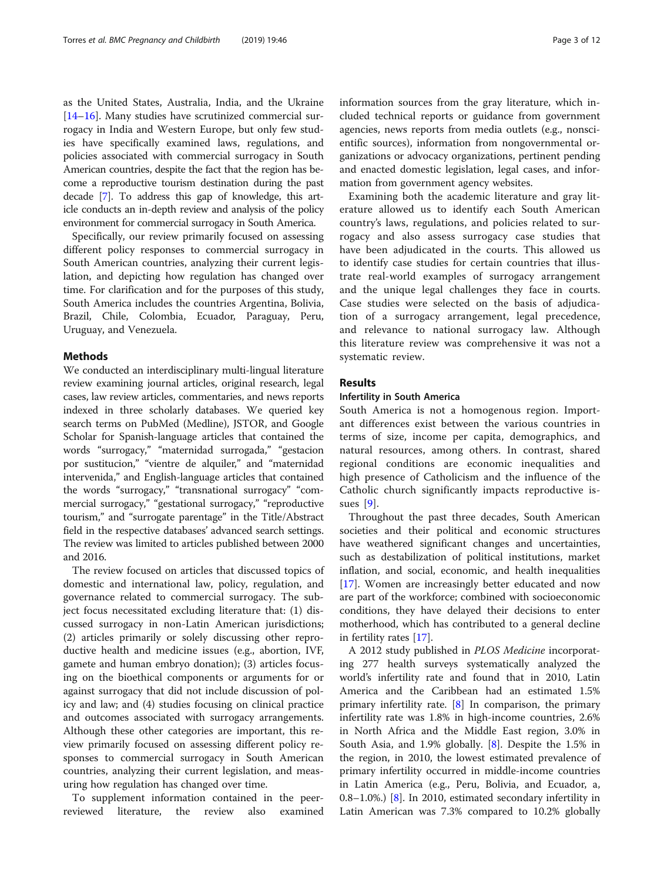as the United States, Australia, India, and the Ukraine [14–16]. Many studies have scrutinized commercial surrogacy in India and Western Europe, but only few studies have specifically examined laws, regulations, and policies associated with commercial surrogacy in South American countries, despite the fact that the region has become a reproductive tourism destination during the past decade [7]. To address this gap of knowledge, this article conducts an in-depth review and analysis of the policy environment for commercial surrogacy in South America.

Specifically, our review primarily focused on assessing different policy responses to commercial surrogacy in South American countries, analyzing their current legislation, and depicting how regulation has changed over time. For clarification and for the purposes of this study, South America includes the countries Argentina, Bolivia, Brazil, Chile, Colombia, Ecuador, Paraguay, Peru, Uruguay, and Venezuela.

## Methods

We conducted an interdisciplinary multi-lingual literature review examining journal articles, original research, legal cases, law review articles, commentaries, and news reports indexed in three scholarly databases. We queried key search terms on PubMed (Medline), JSTOR, and Google Scholar for Spanish-language articles that contained the words "surrogacy," "maternidad surrogada," "gestacion por sustitucion," "vientre de alquiler," and "maternidad intervenida," and English-language articles that contained the words "surrogacy," "transnational surrogacy" "commercial surrogacy," "gestational surrogacy," "reproductive tourism," and "surrogate parentage" in the Title/Abstract field in the respective databases' advanced search settings. The review was limited to articles published between 2000 and 2016.

The review focused on articles that discussed topics of domestic and international law, policy, regulation, and governance related to commercial surrogacy. The subject focus necessitated excluding literature that: (1) discussed surrogacy in non-Latin American jurisdictions; (2) articles primarily or solely discussing other reproductive health and medicine issues (e.g., abortion, IVF, gamete and human embryo donation); (3) articles focusing on the bioethical components or arguments for or against surrogacy that did not include discussion of policy and law; and (4) studies focusing on clinical practice and outcomes associated with surrogacy arrangements. Although these other categories are important, this review primarily focused on assessing different policy responses to commercial surrogacy in South American countries, analyzing their current legislation, and measuring how regulation has changed over time.

To supplement information contained in the peer-reviewed literature, the review also examined information sources from the gray literature, which included technical reports or guidance from government agencies, news reports from media outlets (e.g., nonscientific sources), information from nongovernmental organizations or advocacy organizations, pertinent pending and enacted domestic legislation, legal cases, and information from government agency websites.

Examining both the academic literature and gray literature allowed us to identify each South American country's laws, regulations, and policies related to surrogacy and also assess surrogacy case studies that have been adjudicated in the courts. This allowed us to identify case studies for certain countries that illustrate real-world examples of surrogacy arrangement and the unique legal challenges they face in courts. Case studies were selected on the basis of adjudication of a surrogacy arrangement, legal precedence, and relevance to national surrogacy law. Although this literature review was comprehensive it was not a systematic review.

## Results

### Infertility in South America

South America is not a homogenous region. Important differences exist between the various countries in terms of size, income per capita, demographics, and natural resources, among others. In contrast, shared regional conditions are economic inequalities and high presence of Catholicism and the influence of the Catholic church significantly impacts reproductive issues [9].

Throughout the past three decades, South American societies and their political and economic structures have weathered significant changes and uncertainties, such as destabilization of political institutions, market inflation, and social, economic, and health inequalities [17]. Women are increasingly better educated and now are part of the workforce; combined with socioeconomic conditions, they have delayed their decisions to enter motherhood, which has contributed to a general decline in fertility rates [17].

A 2012 study published in *PLOS Medicine* incorporating 277 health surveys systematically analyzed the world's infertility rate and found that in 2010, Latin America and the Caribbean had an estimated 1.5% primary infertility rate. [8] In comparison, the primary infertility rate was 1.8% in high-income countries, 2.6% in North Africa and the Middle East region, 3.0% in South Asia, and 1.9% globally. [8]. Despite the 1.5% in the region, in 2010, the lowest estimated prevalence of primary infertility occurred in middle-income countries in Latin America (e.g., Peru, Bolivia, and Ecuador, a, 0.8–1.0%.) [8]. In 2010, estimated secondary infertility in Latin American was 7.3% compared to 10.2% globally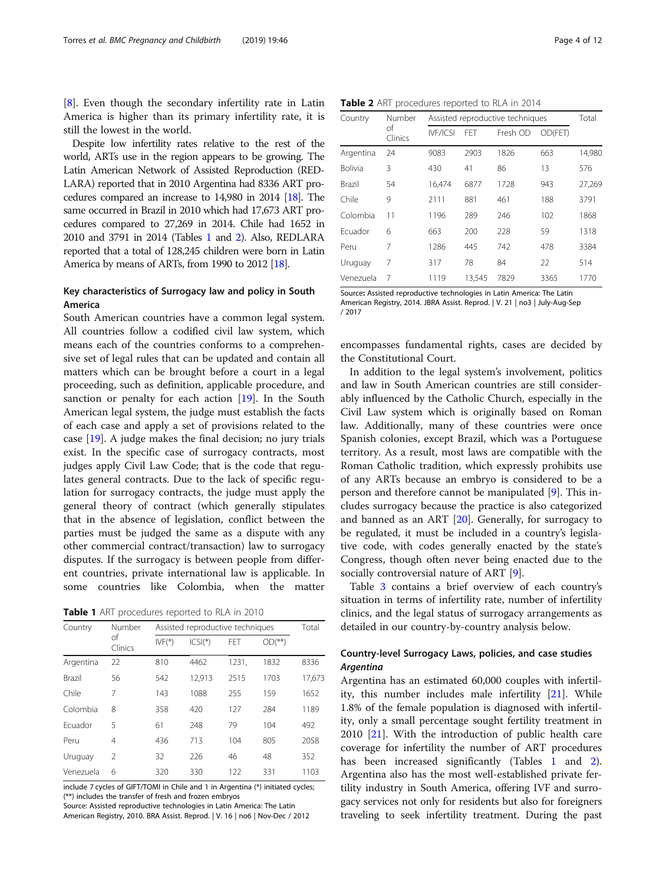[8]. Even though the secondary infertility rate in Latin America is higher than its primary infertility rate, it is still the lowest in the world.

Despite low infertility rates relative to the rest of the world, ARTs use in the region appears to be growing. The Latin American Network of Assisted Reproduction (RED-LARA) reported that in 2010 Argentina had 8336 ART procedures compared an increase to 14,980 in 2014 [18]. The same occurred in Brazil in 2010 which had 17,673 ART procedures compared to 27,269 in 2014. Chile had 1652 in 2010 and 3791 in 2014 (Tables 1 and 2). Also, REDLARA reported that a total of 128,245 children were born in Latin America by means of ARTs, from 1990 to 2012 [18].

## Key characteristics of Surrogacy law and policy in South America

South American countries have a common legal system. All countries follow a codified civil law system, which means each of the countries conforms to a comprehensive set of legal rules that can be updated and contain all matters which can be brought before a court in a legal proceeding, such as definition, applicable procedure, and sanction or penalty for each action [19]. In the South American legal system, the judge must establish the facts of each case and apply a set of provisions related to the case [19]. A judge makes the final decision; no jury trials exist. In the specific case of surrogacy contracts, most judges apply Civil Law Code; that is the code that regulates general contracts. Due to the lack of specific regulation for surrogacy contracts, the judge must apply the general theory of contract (which generally stipulates that in the absence of legislation, conflict between the parties must be judged the same as a dispute with any other commercial contract/transaction) law to surrogacy disputes. If the surrogacy is between people from different countries, private international law is applicable. In some countries like Colombia, when the matter encompasses fundamental rights, cases are decided by the Constitutional Court.

**Table 1** ART procedures reported to RLA in 2010

| Country | Number of Clinics | Assisted reproductive techniques | | | | Total |
|---|---|---|---|---|---|---|
| | | IVF(*) | ICSI(*) | FET | OD(**) | |
| Argentina | 22 | 810 | 4462 | 1231, | 1832 | 8336 |
| Brazil | 56 | 542 | 12,913 | 2515 | 1703 | 17,673 |
| Chile | 7 | 143 | 1088 | 255 | 159 | 1652 |
| Colombia | 8 | 358 | 420 | 127 | 284 | 1189 |
| Ecuador | 5 | 61 | 248 | 79 | 104 | 492 |
| Peru | 4 | 436 | 713 | 104 | 805 | 2058 |
| Uruguay | 2 | 32 | 226 | 46 | 48 | 352 |
| Venezuela | 6 | 320 | 330 | 122 | 331 | 1103 |

include 7 cycles of GIFT/TOMI in Chile and 1 in Argentina (*) initiated cycles; (**) includes the transfer of fresh and frozen embryos
Source: Assisted reproductive technologies in Latin America: The Latin American Registry, 2010. BRA Assist. Reprod. | V. 16 | no6 | Nov-Dec / 2012

**Table 2** ART procedures reported to RLA in 2014

| Country | Number of Clinics | Assisted reproductive techniques | | | | Total |
|---|---|---|---|---|---|---|
| | | IVF/ICSI | FET | Fresh OD | OD(FET) | |
| Argentina | 24 | 9083 | 2903 | 1826 | 663 | 14,980 |
| Bolivia | 3 | 430 | 41 | 86 | 13 | 576 |
| Brazil | 54 | 16,474 | 6877 | 1728 | 943 | 27,269 |
| Chile | 9 | 2111 | 881 | 461 | 188 | 3791 |
| Colombia | 11 | 1196 | 289 | 246 | 102 | 1868 |
| Ecuador | 6 | 663 | 200 | 228 | 59 | 1318 |
| Peru | 7 | 1286 | 445 | 742 | 478 | 3384 |
| Uruguay | 7 | 317 | 78 | 84 | 22 | 514 |
| Venezuela | 7 | 1119 | 13,545 | 7829 | 3365 | 1770 |

Source: Assisted reproductive technologies in Latin America: The Latin American Registry, 2014. JBRA Assist. Reprod. | V. 21 | no3 | July-Aug-Sep / 2017

In addition to the legal system's involvement, politics and law in South American countries are still considerably influenced by the Catholic Church, especially in the Civil Law system which is originally based on Roman law. Additionally, many of these countries were once Spanish colonies, except Brazil, which was a Portuguese territory. As a result, most laws are compatible with the Roman Catholic tradition, which expressly prohibits use of any ARTs because an embryo is considered to be a person and therefore cannot be manipulated [9]. This includes surrogacy because the practice is also categorized and banned as an ART [20]. Generally, for surrogacy to be regulated, it must be included in a country's legislative code, with codes generally enacted by the state's Congress, though often never being enacted due to the socially controversial nature of ART [9].

Table 3 contains a brief overview of each country's situation in terms of infertility rate, number of infertility clinics, and the legal status of surrogacy arrangements as detailed in our country-by-country analysis below.

## Country-level Surrogacy Laws, policies, and case studies

### *Argentina*

Argentina has an estimated 60,000 couples with infertility, this number includes male infertility [21]. While 1.8% of the female population is diagnosed with infertility, only a small percentage sought fertility treatment in 2010 [21]. With the introduction of public health care coverage for infertility the number of ART procedures has been increased significantly (Tables 1 and 2). Argentina also has the most well-established private fertility industry in South America, offering IVF and surrogacy services not only for residents but also for foreigners traveling to seek infertility treatment. During the past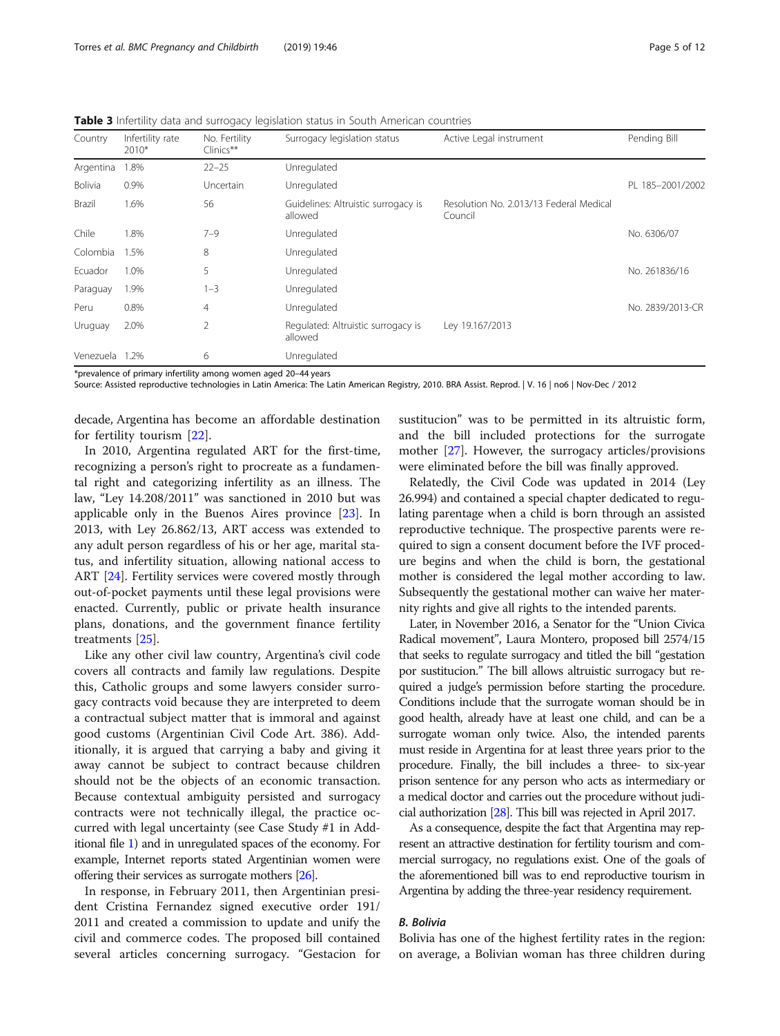**Table 3** Infertility data and surrogacy legislation status in South American countries

| Country | Infertility rate 2010* | No. Fertility Clinics** | Surrogacy legislation status | Active Legal instrument | Pending Bill |
|---|---|---|---|---|---|
| Argentina | 1.8% | 22–25 | Unregulated | | |
| Bolivia | 0.9% | Uncertain | Unregulated | | PL 185–2001/2002 |
| Brazil | 1.6% | 56 | Guidelines: Altruistic surrogacy is allowed | Resolution No. 2.013/13 Federal Medical Council | |
| Chile | 1.8% | 7–9 | Unregulated | | No. 6306/07 |
| Colombia | 1.5% | 8 | Unregulated | | |
| Ecuador | 1.0% | 5 | Unregulated | | No. 261836/16 |
| Paraguay | 1.9% | 1–3 | Unregulated | | |
| Peru | 0.8% | 4 | Unregulated | | No. 2839/2013-CR |
| Uruguay | 2.0% | 2 | Regulated: Altruistic surrogacy is allowed | Ley 19.167/2013 | |
| Venezuela | 1.2% | 6 | Unregulated | | |

*prevalence of primary infertility among women aged 20–44 years
Source: Assisted reproductive technologies in Latin America: The Latin American Registry, 2010. BRA Assist. Reprod. | V. 16 | no6 | Nov-Dec / 2012

decade, Argentina has become an affordable destination for fertility tourism [22].

In 2010, Argentina regulated ART for the first-time, recognizing a person's right to procreate as a fundamental right and categorizing infertility as an illness. The law, "Ley 14.208/2011" was sanctioned in 2010 but was applicable only in the Buenos Aires province [23]. In 2013, with Ley 26.862/13, ART access was extended to any adult person regardless of his or her age, marital status, and infertility situation, allowing national access to ART [24]. Fertility services were covered mostly through out-of-pocket payments until these legal provisions were enacted. Currently, public or private health insurance plans, donations, and the government finance fertility treatments [25].

Like any other civil law country, Argentina's civil code covers all contracts and family law regulations. Despite this, Catholic groups and some lawyers consider surrogacy contracts void because they are interpreted to deem a contractual subject matter that is immoral and against good customs (Argentinian Civil Code Art. 386). Additionally, it is argued that carrying a baby and giving it away cannot be subject to contract because children should not be the objects of an economic transaction. Because contextual ambiguity persisted and surrogacy contracts were not technically illegal, the practice occurred with legal uncertainty (see Case Study #1 in Additional file 1) and in unregulated spaces of the economy. For example, Internet reports stated Argentinian women were offering their services as surrogate mothers [26].

In response, in February 2011, then Argentinian president Cristina Fernandez signed executive order 191/2011 and created a commission to update and unify the civil and commerce codes. The proposed bill contained several articles concerning surrogacy. "Gestacion for sustitucion" was to be permitted in its altruistic form, and the bill included protections for the surrogate mother [27]. However, the surrogacy articles/provisions were eliminated before the bill was finally approved.

Relatedly, the Civil Code was updated in 2014 (Ley 26.994) and contained a special chapter dedicated to regulating parentage when a child is born through an assisted reproductive technique. The prospective parents were required to sign a consent document before the IVF procedure begins and when the child is born, the gestational mother is considered the legal mother according to law. Subsequently the gestational mother can waive her maternity rights and give all rights to the intended parents.

Later, in November 2016, a Senator for the "Union Civica Radical movement", Laura Montero, proposed bill 2574/15 that seeks to regulate surrogacy and titled the bill "gestation por sustitucion." The bill allows altruistic surrogacy but required a judge's permission before starting the procedure. Conditions include that the surrogate woman should be in good health, already have at least one child, and can be a surrogate woman only twice. Also, the intended parents must reside in Argentina for at least three years prior to the procedure. Finally, the bill includes a three- to six-year prison sentence for any person who acts as intermediary or a medical doctor and carries out the procedure without judicial authorization [28]. This bill was rejected in April 2017.

As a consequence, despite the fact that Argentina may represent an attractive destination for fertility tourism and commercial surrogacy, no regulations exist. One of the goals of the aforementioned bill was to end reproductive tourism in Argentina by adding the three-year residency requirement.

### *B. Bolivia*

Bolivia has one of the highest fertility rates in the region: on average, a Bolivian woman has three children during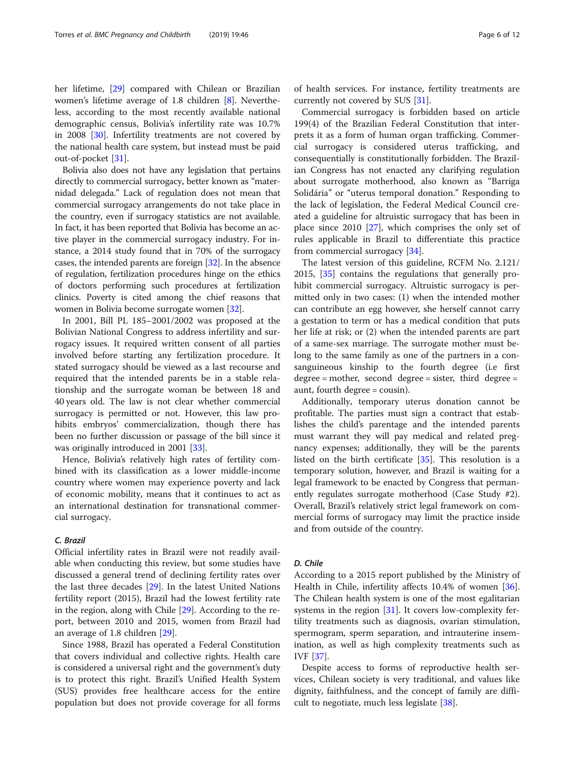her lifetime, [29] compared with Chilean or Brazilian women's lifetime average of 1.8 children [8]. Nevertheless, according to the most recently available national demographic census, Bolivia's infertility rate was 10.7% in 2008 [30]. Infertility treatments are not covered by the national health care system, but instead must be paid out-of-pocket [31].

Bolivia also does not have any legislation that pertains directly to commercial surrogacy, better known as "maternidad delegada." Lack of regulation does not mean that commercial surrogacy arrangements do not take place in the country, even if surrogacy statistics are not available. In fact, it has been reported that Bolivia has become an active player in the commercial surrogacy industry. For instance, a 2014 study found that in 70% of the surrogacy cases, the intended parents are foreign [32]. In the absence of regulation, fertilization procedures hinge on the ethics of doctors performing such procedures at fertilization clinics. Poverty is cited among the chief reasons that women in Bolivia become surrogate women [32].

In 2001, Bill PL 185–2001/2002 was proposed at the Bolivian National Congress to address infertility and surrogacy issues. It required written consent of all parties involved before starting any fertilization procedure. It stated surrogacy should be viewed as a last recourse and required that the intended parents be in a stable relationship and the surrogate woman be between 18 and 40 years old. The law is not clear whether commercial surrogacy is permitted or not. However, this law prohibits embryos' commercialization, though there has been no further discussion or passage of the bill since it was originally introduced in 2001 [33].

Hence, Bolivia's relatively high rates of fertility combined with its classification as a lower middle-income country where women may experience poverty and lack of economic mobility, means that it continues to act as an international destination for transnational commercial surrogacy.

### *C. Brazil*

Official infertility rates in Brazil were not readily available when conducting this review, but some studies have discussed a general trend of declining fertility rates over the last three decades [29]. In the latest United Nations fertility report (2015), Brazil had the lowest fertility rate in the region, along with Chile [29]. According to the report, between 2010 and 2015, women from Brazil had an average of 1.8 children [29].

Since 1988, Brazil has operated a Federal Constitution that covers individual and collective rights. Health care is considered a universal right and the government's duty is to protect this right. Brazil's Unified Health System (SUS) provides free healthcare access for the entire population but does not provide coverage for all forms of health services. For instance, fertility treatments are currently not covered by SUS [31].

Commercial surrogacy is forbidden based on article 199(4) of the Brazilian Federal Constitution that interprets it as a form of human organ trafficking. Commercial surrogacy is considered uterus trafficking, and consequentially is constitutionally forbidden. The Brazilian Congress has not enacted any clarifying regulation about surrogate motherhood, also known as "Barriga Solidária" or "uterus temporal donation." Responding to the lack of legislation, the Federal Medical Council created a guideline for altruistic surrogacy that has been in place since 2010 [27], which comprises the only set of rules applicable in Brazil to differentiate this practice from commercial surrogacy [34].

The latest version of this guideline, RCFM No. 2.121/2015, [35] contains the regulations that generally prohibit commercial surrogacy. Altruistic surrogacy is permitted only in two cases: (1) when the intended mother can contribute an egg however, she herself cannot carry a gestation to term or has a medical condition that puts her life at risk; or (2) when the intended parents are part of a same-sex marriage. The surrogate mother must belong to the same family as one of the partners in a consanguineous kinship to the fourth degree (i.e first degree = mother, second degree = sister, third degree = aunt, fourth degree = cousin).

Additionally, temporary uterus donation cannot be profitable. The parties must sign a contract that establishes the child's parentage and the intended parents must warrant they will pay medical and related pregnancy expenses; additionally, they will be the parents listed on the birth certificate [35]. This resolution is a temporary solution, however, and Brazil is waiting for a legal framework to be enacted by Congress that permanently regulates surrogate motherhood (Case Study #2). Overall, Brazil's relatively strict legal framework on commercial forms of surrogacy may limit the practice inside and from outside of the country.

### *D. Chile*

According to a 2015 report published by the Ministry of Health in Chile, infertility affects 10.4% of women [36]. The Chilean health system is one of the most egalitarian systems in the region [31]. It covers low-complexity fertility treatments such as diagnosis, ovarian stimulation, spermogram, sperm separation, and intrauterine insemination, as well as high complexity treatments such as IVF [37].

Despite access to forms of reproductive health services, Chilean society is very traditional, and values like dignity, faithfulness, and the concept of family are difficult to negotiate, much less legislate [38].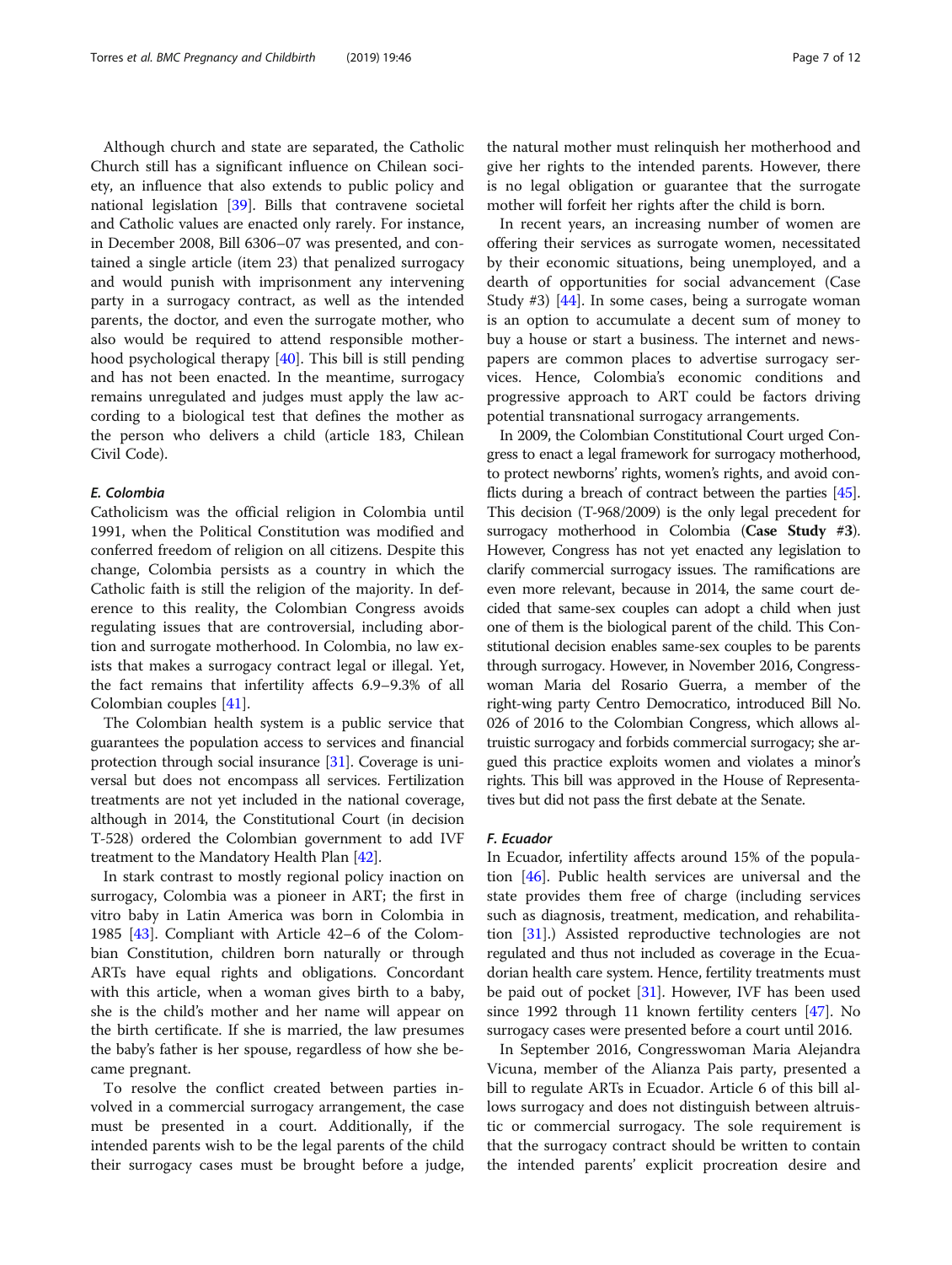Although church and state are separated, the Catholic Church still has a significant influence on Chilean society, an influence that also extends to public policy and national legislation [39]. Bills that contravene societal and Catholic values are enacted only rarely. For instance, in December 2008, Bill 6306–07 was presented, and contained a single article (item 23) that penalized surrogacy and would punish with imprisonment any intervening party in a surrogacy contract, as well as the intended parents, the doctor, and even the surrogate mother, who also would be required to attend responsible motherhood psychological therapy [40]. This bill is still pending and has not been enacted. In the meantime, surrogacy remains unregulated and judges must apply the law according to a biological test that defines the mother as the person who delivers a child (article 183, Chilean Civil Code).

### *E. Colombia*

Catholicism was the official religion in Colombia until 1991, when the Political Constitution was modified and conferred freedom of religion on all citizens. Despite this change, Colombia persists as a country in which the Catholic faith is still the religion of the majority. In deference to this reality, the Colombian Congress avoids regulating issues that are controversial, including abortion and surrogate motherhood. In Colombia, no law exists that makes a surrogacy contract legal or illegal. Yet, the fact remains that infertility affects 6.9–9.3% of all Colombian couples [41].

The Colombian health system is a public service that guarantees the population access to services and financial protection through social insurance [31]. Coverage is universal but does not encompass all services. Fertilization treatments are not yet included in the national coverage, although in 2014, the Constitutional Court (in decision T-528) ordered the Colombian government to add IVF treatment to the Mandatory Health Plan [42].

In stark contrast to mostly regional policy inaction on surrogacy, Colombia was a pioneer in ART; the first in vitro baby in Latin America was born in Colombia in 1985 [43]. Compliant with Article 42–6 of the Colombian Constitution, children born naturally or through ARTs have equal rights and obligations. Concordant with this article, when a woman gives birth to a baby, she is the child's mother and her name will appear on the birth certificate. If she is married, the law presumes the baby's father is her spouse, regardless of how she became pregnant.

To resolve the conflict created between parties involved in a commercial surrogacy arrangement, the case must be presented in a court. Additionally, if the intended parents wish to be the legal parents of the child their surrogacy cases must be brought before a judge, the natural mother must relinquish her motherhood and give her rights to the intended parents. However, there is no legal obligation or guarantee that the surrogate mother will forfeit her rights after the child is born.

In recent years, an increasing number of women are offering their services as surrogate women, necessitated by their economic situations, being unemployed, and a dearth of opportunities for social advancement (Case Study #3) [44]. In some cases, being a surrogate woman is an option to accumulate a decent sum of money to buy a house or start a business. The internet and newspapers are common places to advertise surrogacy services. Hence, Colombia's economic conditions and progressive approach to ART could be factors driving potential transnational surrogacy arrangements.

In 2009, the Colombian Constitutional Court urged Congress to enact a legal framework for surrogacy motherhood, to protect newborns' rights, women's rights, and avoid conflicts during a breach of contract between the parties [45]. This decision (T-968/2009) is the only legal precedent for surrogacy motherhood in Colombia (**Case Study #3**). However, Congress has not yet enacted any legislation to clarify commercial surrogacy issues. The ramifications are even more relevant, because in 2014, the same court decided that same-sex couples can adopt a child when just one of them is the biological parent of the child. This Constitutional decision enables same-sex couples to be parents through surrogacy. However, in November 2016, Congresswoman Maria del Rosario Guerra, a member of the right-wing party Centro Democratico, introduced Bill No. 026 of 2016 to the Colombian Congress, which allows altruistic surrogacy and forbids commercial surrogacy; she argued this practice exploits women and violates a minor's rights. This bill was approved in the House of Representatives but did not pass the first debate at the Senate.

### *F. Ecuador*

In Ecuador, infertility affects around 15% of the population [46]. Public health services are universal and the state provides them free of charge (including services such as diagnosis, treatment, medication, and rehabilitation [31].) Assisted reproductive technologies are not regulated and thus not included as coverage in the Ecuadorian health care system. Hence, fertility treatments must be paid out of pocket [31]. However, IVF has been used since 1992 through 11 known fertility centers [47]. No surrogacy cases were presented before a court until 2016.

In September 2016, Congresswoman Maria Alejandra Vicuna, member of the Alianza Pais party, presented a bill to regulate ARTs in Ecuador. Article 6 of this bill allows surrogacy and does not distinguish between altruistic or commercial surrogacy. The sole requirement is that the surrogacy contract should be written to contain the intended parents' explicit procreation desire and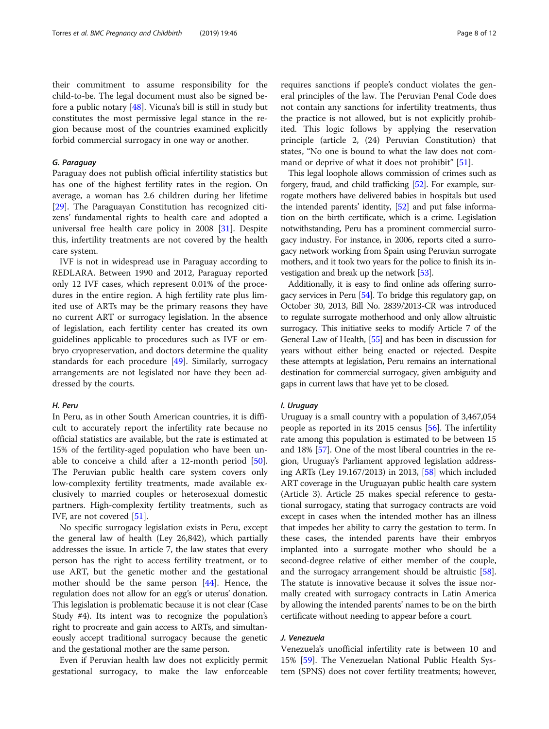their commitment to assume responsibility for the child-to-be. The legal document must also be signed before a public notary [48]. Vicuna's bill is still in study but constitutes the most permissive legal stance in the region because most of the countries examined explicitly forbid commercial surrogacy in one way or another.

### *G. Paraguay*

Paraguay does not publish official infertility statistics but has one of the highest fertility rates in the region. On average, a woman has 2.6 children during her lifetime [29]. The Paraguayan Constitution has recognized citizens' fundamental rights to health care and adopted a universal free health care policy in 2008 [31]. Despite this, infertility treatments are not covered by the health care system.

IVF is not in widespread use in Paraguay according to REDLARA. Between 1990 and 2012, Paraguay reported only 12 IVF cases, which represent 0.01% of the procedures in the entire region. A high fertility rate plus limited use of ARTs may be the primary reasons they have no current ART or surrogacy legislation. In the absence of legislation, each fertility center has created its own guidelines applicable to procedures such as IVF or embryo cryopreservation, and doctors determine the quality standards for each procedure [49]. Similarly, surrogacy arrangements are not legislated nor have they been addressed by the courts.

### *H. Peru*

In Peru, as in other South American countries, it is difficult to accurately report the infertility rate because no official statistics are available, but the rate is estimated at 15% of the fertility-aged population who have been unable to conceive a child after a 12-month period [50]. The Peruvian public health care system covers only low-complexity fertility treatments, made available exclusively to married couples or heterosexual domestic partners. High-complexity fertility treatments, such as IVF, are not covered [51].

No specific surrogacy legislation exists in Peru, except the general law of health (Ley 26,842), which partially addresses the issue. In article 7, the law states that every person has the right to access fertility treatment, or to use ART, but the genetic mother and the gestational mother should be the same person [44]. Hence, the regulation does not allow for an egg's or uterus' donation. This legislation is problematic because it is not clear (Case Study #4). Its intent was to recognize the population's right to procreate and gain access to ARTs, and simultaneously accept traditional surrogacy because the genetic and the gestational mother are the same person.

Even if Peruvian health law does not explicitly permit gestational surrogacy, to make the law enforceable requires sanctions if people's conduct violates the general principles of the law. The Peruvian Penal Code does not contain any sanctions for infertility treatments, thus the practice is not allowed, but is not explicitly prohibited. This logic follows by applying the reservation principle (article 2, (24) Peruvian Constitution) that states, "No one is bound to what the law does not command or deprive of what it does not prohibit" [51].

This legal loophole allows commission of crimes such as forgery, fraud, and child trafficking [52]. For example, surrogate mothers have delivered babies in hospitals but used the intended parents' identity, [52] and put false information on the birth certificate, which is a crime. Legislation notwithstanding, Peru has a prominent commercial surrogacy industry. For instance, in 2006, reports cited a surrogacy network working from Spain using Peruvian surrogate mothers, and it took two years for the police to finish its investigation and break up the network [53].

Additionally, it is easy to find online ads offering surrogacy services in Peru [54]. To bridge this regulatory gap, on October 30, 2013, Bill No. 2839/2013-CR was introduced to regulate surrogate motherhood and only allow altruistic surrogacy. This initiative seeks to modify Article 7 of the General Law of Health, [55] and has been in discussion for years without either being enacted or rejected. Despite these attempts at legislation, Peru remains an international destination for commercial surrogacy, given ambiguity and gaps in current laws that have yet to be closed.

### *I. Uruguay*

Uruguay is a small country with a population of 3,467,054 people as reported in its 2015 census [56]. The infertility rate among this population is estimated to be between 15 and 18% [57]. One of the most liberal countries in the region, Uruguay's Parliament approved legislation addressing ARTs (Ley 19.167/2013) in 2013, [58] which included ART coverage in the Uruguayan public health care system (Article 3). Article 25 makes special reference to gestational surrogacy, stating that surrogacy contracts are void except in cases when the intended mother has an illness that impedes her ability to carry the gestation to term. In these cases, the intended parents have their embryos implanted into a surrogate mother who should be a second-degree relative of either member of the couple, and the surrogacy arrangement should be altruistic [58]. The statute is innovative because it solves the issue normally created with surrogacy contracts in Latin America by allowing the intended parents' names to be on the birth certificate without needing to appear before a court.

### *J. Venezuela*

Venezuela's unofficial infertility rate is between 10 and 15% [59]. The Venezuelan National Public Health System (SPNS) does not cover fertility treatments; however,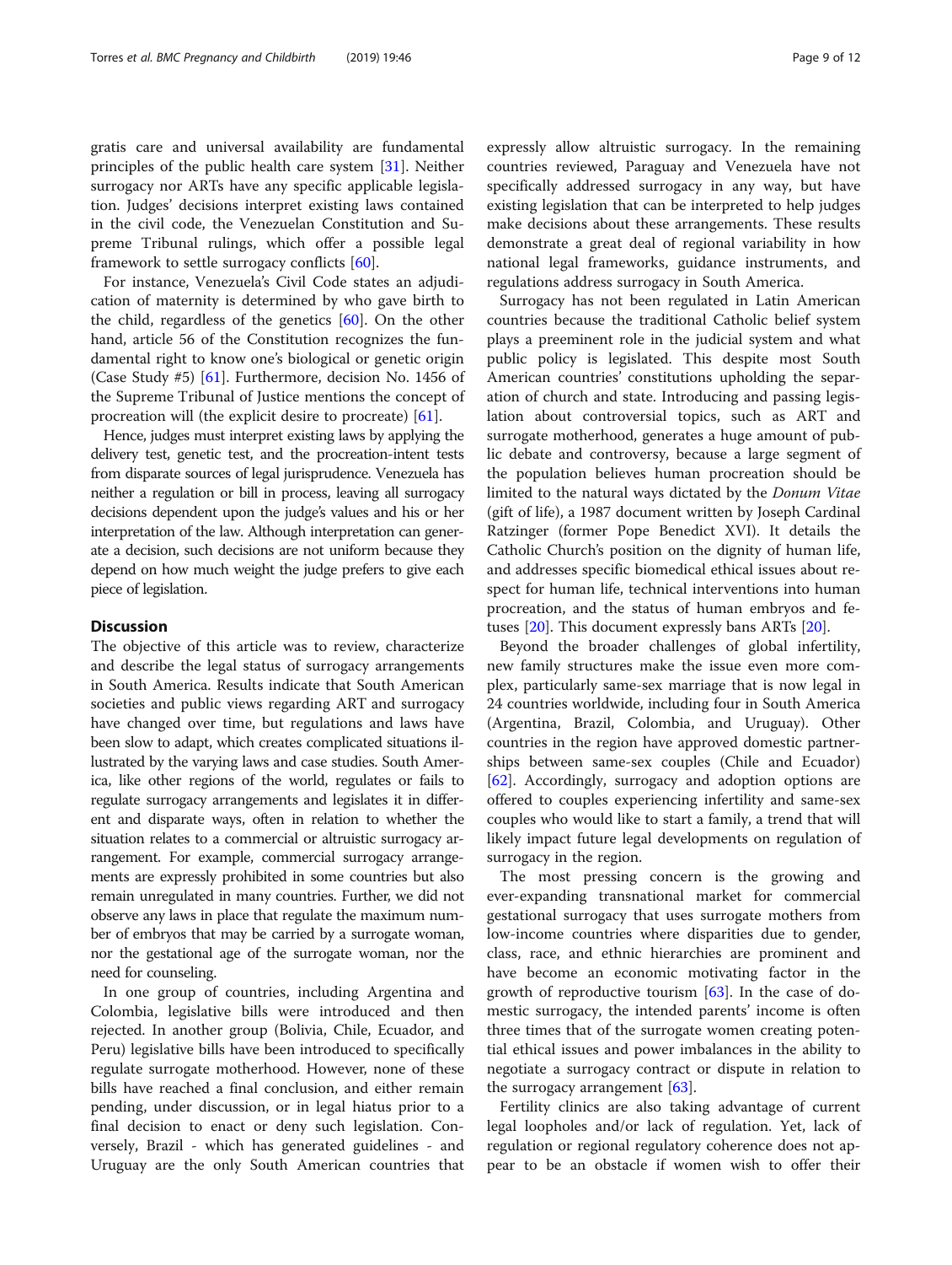gratis care and universal availability are fundamental principles of the public health care system [31]. Neither surrogacy nor ARTs have any specific applicable legislation. Judges' decisions interpret existing laws contained in the civil code, the Venezuelan Constitution and Supreme Tribunal rulings, which offer a possible legal framework to settle surrogacy conflicts [60].

For instance, Venezuela's Civil Code states an adjudication of maternity is determined by who gave birth to the child, regardless of the genetics [60]. On the other hand, article 56 of the Constitution recognizes the fundamental right to know one's biological or genetic origin (Case Study #5) [61]. Furthermore, decision No. 1456 of the Supreme Tribunal of Justice mentions the concept of procreation will (the explicit desire to procreate) [61].

Hence, judges must interpret existing laws by applying the delivery test, genetic test, and the procreation-intent tests from disparate sources of legal jurisprudence. Venezuela has neither a regulation or bill in process, leaving all surrogacy decisions dependent upon the judge's values and his or her interpretation of the law. Although interpretation can generate a decision, such decisions are not uniform because they depend on how much weight the judge prefers to give each piece of legislation.

## Discussion

The objective of this article was to review, characterize and describe the legal status of surrogacy arrangements in South America. Results indicate that South American societies and public views regarding ART and surrogacy have changed over time, but regulations and laws have been slow to adapt, which creates complicated situations illustrated by the varying laws and case studies. South America, like other regions of the world, regulates or fails to regulate surrogacy arrangements and legislates it in different and disparate ways, often in relation to whether the situation relates to a commercial or altruistic surrogacy arrangement. For example, commercial surrogacy arrangements are expressly prohibited in some countries but also remain unregulated in many countries. Further, we did not observe any laws in place that regulate the maximum number of embryos that may be carried by a surrogate woman, nor the gestational age of the surrogate woman, nor the need for counseling.

In one group of countries, including Argentina and Colombia, legislative bills were introduced and then rejected. In another group (Bolivia, Chile, Ecuador, and Peru) legislative bills have been introduced to specifically regulate surrogate motherhood. However, none of these bills have reached a final conclusion, and either remain pending, under discussion, or in legal hiatus prior to a final decision to enact or deny such legislation. Conversely, Brazil - which has generated guidelines - and Uruguay are the only South American countries that expressly allow altruistic surrogacy. In the remaining countries reviewed, Paraguay and Venezuela have not specifically addressed surrogacy in any way, but have existing legislation that can be interpreted to help judges make decisions about these arrangements. These results demonstrate a great deal of regional variability in how national legal frameworks, guidance instruments, and regulations address surrogacy in South America.

Surrogacy has not been regulated in Latin American countries because the traditional Catholic belief system plays a preeminent role in the judicial system and what public policy is legislated. This despite most South American countries' constitutions upholding the separation of church and state. Introducing and passing legislation about controversial topics, such as ART and surrogate motherhood, generates a huge amount of public debate and controversy, because a large segment of the population believes human procreation should be limited to the natural ways dictated by the *Donum Vitae* (gift of life), a 1987 document written by Joseph Cardinal Ratzinger (former Pope Benedict XVI). It details the Catholic Church's position on the dignity of human life, and addresses specific biomedical ethical issues about respect for human life, technical interventions into human procreation, and the status of human embryos and fetuses [20]. This document expressly bans ARTs [20].

Beyond the broader challenges of global infertility, new family structures make the issue even more complex, particularly same-sex marriage that is now legal in 24 countries worldwide, including four in South America (Argentina, Brazil, Colombia, and Uruguay). Other countries in the region have approved domestic partnerships between same-sex couples (Chile and Ecuador) [62]. Accordingly, surrogacy and adoption options are offered to couples experiencing infertility and same-sex couples who would like to start a family, a trend that will likely impact future legal developments on regulation of surrogacy in the region.

The most pressing concern is the growing and ever-expanding transnational market for commercial gestational surrogacy that uses surrogate mothers from low-income countries where disparities due to gender, class, race, and ethnic hierarchies are prominent and have become an economic motivating factor in the growth of reproductive tourism [63]. In the case of domestic surrogacy, the intended parents' income is often three times that of the surrogate women creating potential ethical issues and power imbalances in the ability to negotiate a surrogacy contract or dispute in relation to the surrogacy arrangement [63].

Fertility clinics are also taking advantage of current legal loopholes and/or lack of regulation. Yet, lack of regulation or regional regulatory coherence does not appear to be an obstacle if women wish to offer their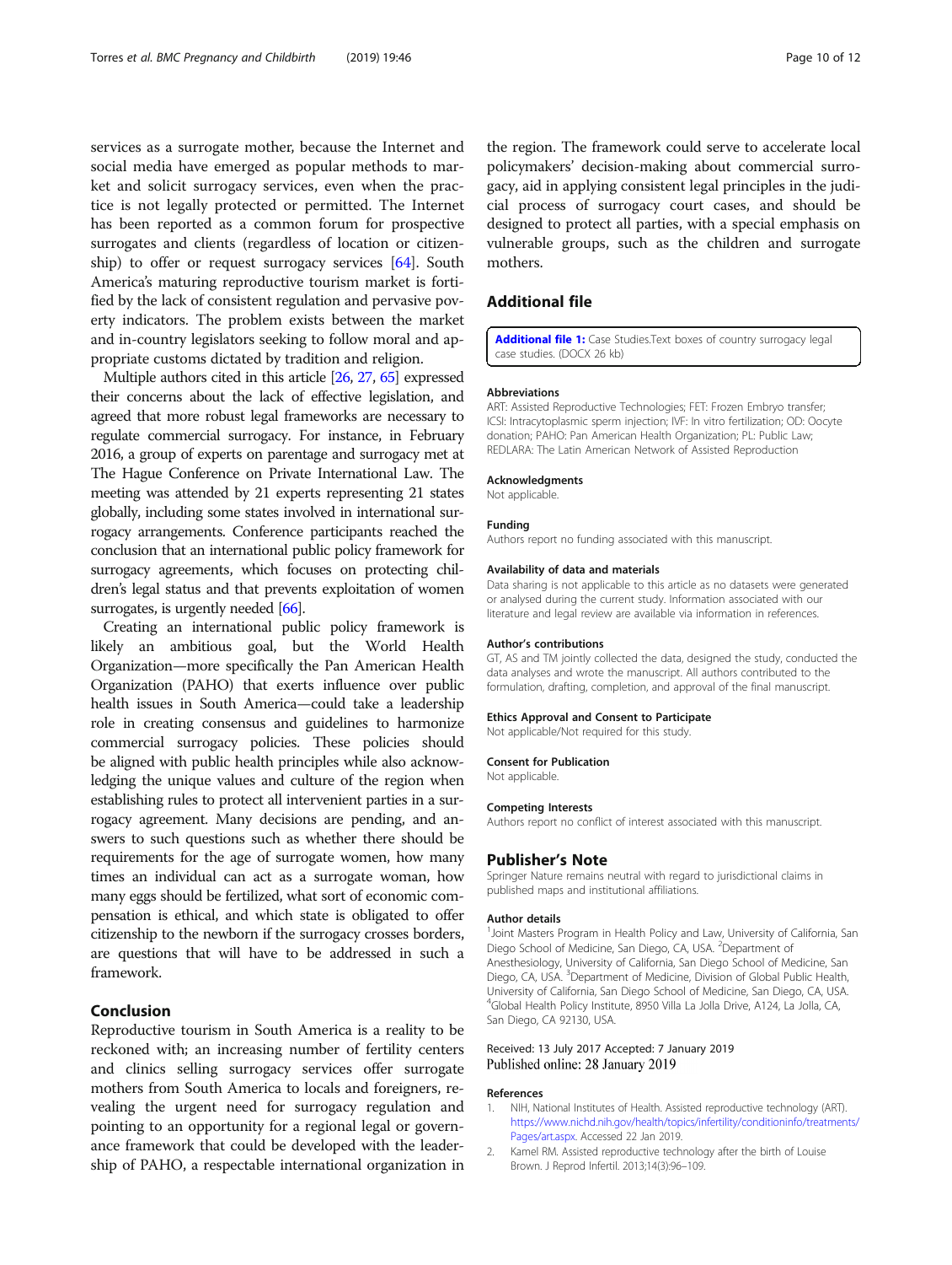services as a surrogate mother, because the Internet and social media have emerged as popular methods to market and solicit surrogacy services, even when the practice is not legally protected or permitted. The Internet has been reported as a common forum for prospective surrogates and clients (regardless of location or citizenship) to offer or request surrogacy services [64]. South America's maturing reproductive tourism market is fortified by the lack of consistent regulation and pervasive poverty indicators. The problem exists between the market and in-country legislators seeking to follow moral and appropriate customs dictated by tradition and religion.

Multiple authors cited in this article [26, 27, 65] expressed their concerns about the lack of effective legislation, and agreed that more robust legal frameworks are necessary to regulate commercial surrogacy. For instance, in February 2016, a group of experts on parentage and surrogacy met at The Hague Conference on Private International Law. The meeting was attended by 21 experts representing 21 states globally, including some states involved in international surrogacy arrangements. Conference participants reached the conclusion that an international public policy framework for surrogacy agreements, which focuses on protecting children's legal status and that prevents exploitation of women surrogates, is urgently needed [66].

Creating an international public policy framework is likely an ambitious goal, but the World Health Organization—more specifically the Pan American Health Organization (PAHO) that exerts influence over public health issues in South America—could take a leadership role in creating consensus and guidelines to harmonize commercial surrogacy policies. These policies should be aligned with public health principles while also acknowledging the unique values and culture of the region when establishing rules to protect all intervenient parties in a surrogacy agreement. Many decisions are pending, and answers to such questions such as whether there should be requirements for the age of surrogate women, how many times an individual can act as a surrogate woman, how many eggs should be fertilized, what sort of economic compensation is ethical, and which state is obligated to offer citizenship to the newborn if the surrogacy crosses borders, are questions that will have to be addressed in such a framework.

## Conclusion

Reproductive tourism in South America is a reality to be reckoned with; an increasing number of fertility centers and clinics selling surrogacy services offer surrogate mothers from South America to locals and foreigners, revealing the urgent need for surrogacy regulation and pointing to an opportunity for a regional legal or governance framework that could be developed with the leadership of PAHO, a respectable international organization in the region. The framework could serve to accelerate local policymakers' decision-making about commercial surrogacy, aid in applying consistent legal principles in the judicial process of surrogacy court cases, and should be designed to protect all parties, with a special emphasis on vulnerable groups, such as the children and surrogate mothers.

## Additional file

**Additional file 1:** Case Studies.Text boxes of country surrogacy legal case studies. (DOCX 26 kb)

### Abbreviations

ART: Assisted Reproductive Technologies; FET: Frozen Embryo transfer; ICSI: Intracytoplasmic sperm injection; IVF: In vitro fertilization; OD: Oocyte donation; PAHO: Pan American Health Organization; PL: Public Law; REDLARA: The Latin American Network of Assisted Reproduction

### Acknowledgments

Not applicable.

### Funding

Authors report no funding associated with this manuscript.

### Availability of data and materials

Data sharing is not applicable to this article as no datasets were generated or analysed during the current study. Information associated with our literature and legal review are available via information in references.

### Author's contributions

GT, AS and TM jointly collected the data, designed the study, conducted the data analyses and wrote the manuscript. All authors contributed to the formulation, drafting, completion, and approval of the final manuscript.

### Ethics Approval and Consent to Participate

Not applicable/Not required for this study.

### Consent for Publication

Not applicable.

### Competing Interests

Authors report no conflict of interest associated with this manuscript.

## Publisher's Note

Springer Nature remains neutral with regard to jurisdictional claims in published maps and institutional affiliations.

### Author details

[1]Joint Masters Program in Health Policy and Law, University of California, San Diego School of Medicine, San Diego, CA, USA. [2]Department of Anesthesiology, University of California, San Diego School of Medicine, San Diego, CA, USA. [3]Department of Medicine, Division of Global Public Health, University of California, San Diego School of Medicine, San Diego, CA, USA. [4]Global Health Policy Institute, 8950 Villa La Jolla Drive, A124, La Jolla, CA, San Diego, CA 92130, USA.

Received: 13 July 2017 Accepted: 7 January 2019
Published online: 28 January 2019

### References

1. NIH, National Institutes of Health. Assisted reproductive technology (ART). https://www.nichd.nih.gov/health/topics/infertility/conditioninfo/treatments/Pages/art.aspx. Accessed 22 Jan 2019.
2. Kamel RM. Assisted reproductive technology after the birth of Louise Brown. J Reprod Infertil. 2013;14(3):96–109.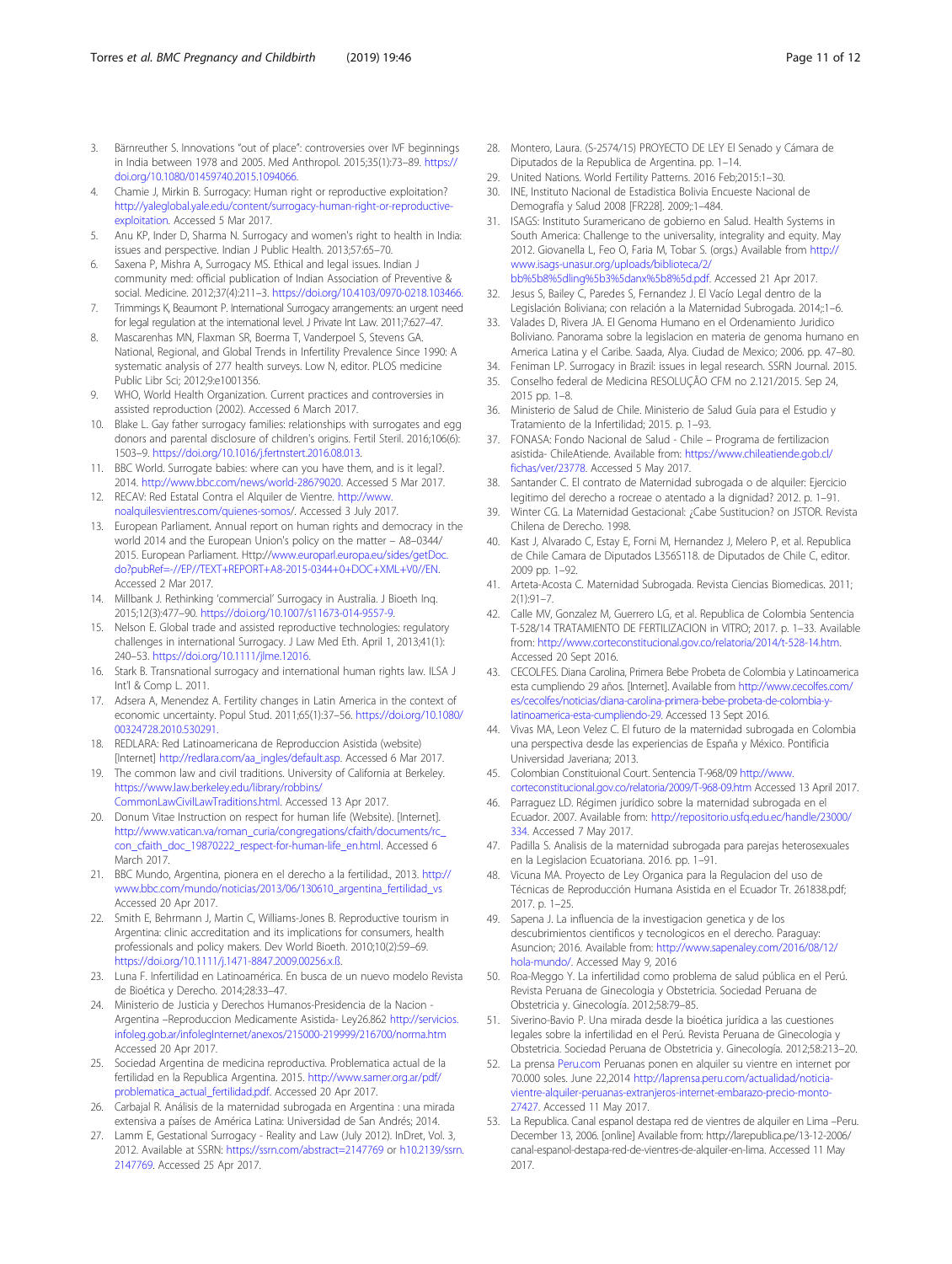3. Bärnreuther S. Innovations "out of place": controversies over IVF beginnings in India between 1978 and 2005. Med Anthropol. 2015;35(1):73–89. https://doi.org/10.1080/01459740.2015.1094066.
4. Chamie J, Mirkin B. Surrogacy: Human right or reproductive exploitation? http://yaleglobal.yale.edu/content/surrogacy-human-right-or-reproductive-exploitation. Accessed 5 Mar 2017.
5. Anu KP, Inder D, Sharma N. Surrogacy and women's right to health in India: issues and perspective. Indian J Public Health. 2013;57:65–70.
6. Saxena P, Mishra A, Surrogacy MS. Ethical and legal issues. Indian J community med: official publication of Indian Association of Preventive & social. Medicine. 2012;37(4):211–3. https://doi.org/10.4103/0970-0218.103466.
7. Trimmings K, Beaumont P. International Surrogacy arrangements: an urgent need for legal regulation at the international level. J Private Int Law. 2011;7:627–47.
8. Mascarenhas MN, Flaxman SR, Boerma T, Vanderpoel S, Stevens GA. National, Regional, and Global Trends in Infertility Prevalence Since 1990: A systematic analysis of 277 health surveys. Low N, editor. PLOS medicine Public Libr Sci; 2012;9:e1001356.
9. WHO, World Health Organization. Current practices and controversies in assisted reproduction (2002). Accessed 6 March 2017.
10. Blake L. Gay father surrogacy families: relationships with surrogates and egg donors and parental disclosure of children's origins. Fertil Steril. 2016;106(6):1503–9. https://doi.org/10.1016/j.fertnstert.2016.08.013.
11. BBC World. Surrogate babies: where can you have them, and is it legal?. 2014. http://www.bbc.com/news/world-28679020. Accessed 5 Mar 2017.
12. RECAV: Red Estatal Contra el Alquiler de Vientre. http://www.noalquilesvientres.com/quienes-somos/. Accessed 3 July 2017.
13. European Parliament. Annual report on human rights and democracy in the world 2014 and the European Union's policy on the matter – A8–0344/2015. European Parliament. Http://www.europarl.europa.eu/sides/getDoc.do?pubRef=-//EP//TEXT+REPORT+A8-2015-0344+0+DOC+XML+V0//EN. Accessed 2 Mar 2017.
14. Millbank J. Rethinking 'commercial' Surrogacy in Australia. J Bioeth Inq. 2015;12(3):477–90. https://doi.org/10.1007/s11673-014-9557-9.
15. Nelson E. Global trade and assisted reproductive technologies: regulatory challenges in international Surrogacy. J Law Med Eth. April 1, 2013;41(1):240–53. https://doi.org/10.1111/jlme.12016.
16. Stark B. Transnational surrogacy and international human rights law. ILSA J Int'l & Comp L. 2011.
17. Adsera A, Menendez A. Fertility changes in Latin America in the context of economic uncertainty. Popul Stud. 2011;65(1):37–56. https://doi.org/10.1080/00324728.2010.530291.
18. REDLARA: Red Latinoamericana de Reproduccion Asistida (website) [Internet] http://redlara.com/aa_ingles/default.asp. Accessed 6 Mar 2017.
19. The common law and civil traditions. University of California at Berkeley. https://www.law.berkeley.edu/library/robbins/CommonLawCivilLawTraditions.html. Accessed 13 Apr 2017.
20. Donum Vitae Instruction on respect for human life (Website). [Internet]. http://www.vatican.va/roman_curia/congregations/cfaith/documents/rc_con_cfaith_doc_19870222_respect-for-human-life_en.html. Accessed 6 March 2017.
21. BBC Mundo, Argentina, pionera en el derecho a la fertilidad., 2013. http://www.bbc.com/mundo/noticias/2013/06/130610_argentina_fertilidad_vs Accessed 20 Apr 2017.
22. Smith E, Behrmann J, Martin C, Williams-Jones B. Reproductive tourism in Argentina: clinic accreditation and its implications for consumers, health professionals and policy makers. Dev World Bioeth. 2010;10(2):59–69. https://doi.org/10.1111/j.1471-8847.2009.00256.x.ß.
23. Luna F. Infertilidad en Latinoamérica. En busca de un nuevo modelo Revista de Bioética y Derecho. 2014;28:33–47.
24. Ministerio de Justicia y Derechos Humanos-Presidencia de la Nacion - Argentina –Reproduccion Medicamente Asistida- Ley26.862 http://servicios.infoleg.gob.ar/infolegInternet/anexos/215000-219999/216700/norma.htm Accessed 20 Apr 2017.
25. Sociedad Argentina de medicina reproductiva. Problematica actual de la fertilidad en la Republica Argentina. 2015. http://www.samer.org.ar/pdf/problematica_actual_fertilidad.pdf. Accessed 20 Apr 2017.
26. Carbajal R. Análisis de la maternidad subrogada en Argentina : una mirada extensiva a países de América Latina: Universidad de San Andrés; 2014.
27. Lamm E, Gestational Surrogacy - Reality and Law (July 2012). InDret, Vol. 3, 2012. Available at SSRN: https://ssrn.com/abstract=2147769 or h10.2139/ssrn.2147769. Accessed 25 Apr 2017.
28. Montero, Laura. (S-2574/15) PROYECTO DE LEY El Senado y Cámara de Diputados de la Republica de Argentina. pp. 1–14.
29. United Nations. World Fertility Patterns. 2016 Feb;2015:1–30.
30. INE, Instituto Nacional de Estadistica Bolivia Encueste Nacional de Demografía y Salud 2008 [FR228]. 2009;:1–484.
31. ISAGS: Instituto Suramericano de gobierno en Salud. Health Systems in South America: Challenge to the universality, integrality and equity. May 2012. Giovanella L, Feo O, Faria M, Tobar S. (orgs.) Available from http://www.isags-unasur.org/uploads/biblioteca/2/bb%5b8%5dling%5b3%5danx%5b8%5d.pdf. Accessed 21 Apr 2017.
32. Jesus S, Bailey C, Paredes S, Fernandez J. El Vacío Legal dentro de la Legislación Boliviana; con relación a la Maternidad Subrogada. 2014;:1–6.
33. Valades D, Rivera JA. El Genoma Humano en el Ordenamiento Juridico Boliviano. Panorama sobre la legislacion en materia de genoma humano en America Latina y el Caribe. Saada, Alya. Ciudad de Mexico; 2006. pp. 47–80.
34. Feniman LP. Surrogacy in Brazil: issues in legal research. SSRN Journal. 2015.
35. Conselho federal de Medicina RESOLUÇÃO CFM no 2.121/2015. Sep 24, 2015 pp. 1–8.
36. Ministerio de Salud de Chile. Ministerio de Salud Guía para el Estudio y Tratamiento de la Infertilidad; 2015. p. 1–93.
37. FONASA: Fondo Nacional de Salud - Chile – Programa de fertilizacion asistida- ChileAtiende. Available from: https://www.chileatiende.gob.cl/fichas/ver/23778. Accessed 5 May 2017.
38. Santander C. El contrato de Maternidad subrogada o de alquiler: Ejercicio legitimo del derecho a procreae o atentado a la dignidad? 2012. p. 1–91.
39. Winter CG. La Maternidad Gestacional: ¿Cabe Sustitucion? on JSTOR. Revista Chilena de Derecho. 1998.
40. Kast J, Alvarado C, Estay E, Forni M, Hernandez J, Melero P, et al. Republica de Chile Camara de Diputados L356S118. de Diputados de Chile C, editor. 2009 pp. 1–92.
41. Arteta-Acosta C. Maternidad Subrogada. Revista Ciencias Biomedicas. 2011;2(1):91–7.
42. Calle MV, Gonzalez M, Guerrero LG, et al. Republica de Colombia Sentencia T-528/14 TRATAMIENTO DE FERTILIZACION in VITRO; 2017. p. 1–33. Available from: http://www.corteconstitucional.gov.co/relatoria/2014/t-528-14.htm. Accessed 20 Sept 2016.
43. CECOLFES. Diana Carolina, Primera Bebe Probeta de Colombia y Latinoamerica esta cumpliendo 29 años. [Internet]. Available from http://www.cecolfes.com/es/cecolfes/noticias/diana-carolina-primera-bebe-probeta-de-colombia-y-latinoamerica-esta-cumpliendo-29. Accessed 13 Sept 2016.
44. Vivas MA, Leon Velez C. El futuro de la maternidad subrogada en Colombia una perspectiva desde las experiencias de España y México. Pontificia Universidad Javeriana; 2013.
45. Colombian Constituional Court. Sentencia T-968/09 http://www.corteconstitucional.gov.co/relatoria/2009/T-968-09.htm Accessed 13 April 2017.
46. Parraguez LD. Régimen jurídico sobre la maternidad subrogada en el Ecuador. 2007. Available from: http://repositorio.usfq.edu.ec/handle/23000/334. Accessed 7 May 2017.
47. Padilla S. Analisis de la maternidad subrogada para parejas heterosexuales en la Legislacion Ecuatoriana. 2016. pp. 1–91.
48. Vicuna MA. Proyecto de Ley Organica para la Regulacion del uso de Técnicas de Reproducción Humana Asistida en el Ecuador Tr. 261838.pdf; 2017. p. 1–25.
49. Sapena J. La influencia de la investigacion genetica y de los descubrimientos cientificos y tecnologicos en el derecho. Paraguay: Asuncion; 2016. Available from: http://www.sapenaley.com/2016/08/12/hola-mundo/. Accessed May 9, 2016
50. Roa-Meggo Y. La infertilidad como problema de salud pública en el Perú. Revista Peruana de Ginecologia y Obstetricia. Sociedad Peruana de Obstetricia y Ginecología. 2012;58:79–85.
51. Siverino-Bavio P. Una mirada desde la bioética jurídica a las cuestiones legales sobre la infertilidad en el Perú. Revista Peruana de Ginecologia y Obstetricia. Sociedad Peruana de Obstetricia y Ginecología. 2012;58:213–20.
52. La prensa Peru.com Peruanas ponen en alquiler su vientre en internet por 70.000 soles. June 22,2014 http://laprensa.peru.com/actualidad/noticia-vientre-alquiler-peruanas-extranjeros-internet-embarazo-precio-monto-27427. Accessed 11 May 2017.
53. La Republica. Canal espanol destapa red de vientres de alquiler en Lima –Peru. December 13, 2006. [online] Available from: http://larepublica.pe/13-12-2006/canal-espanol-destapa-red-de-vientres-de-alquiler-en-lima. Accessed 11 May 2017.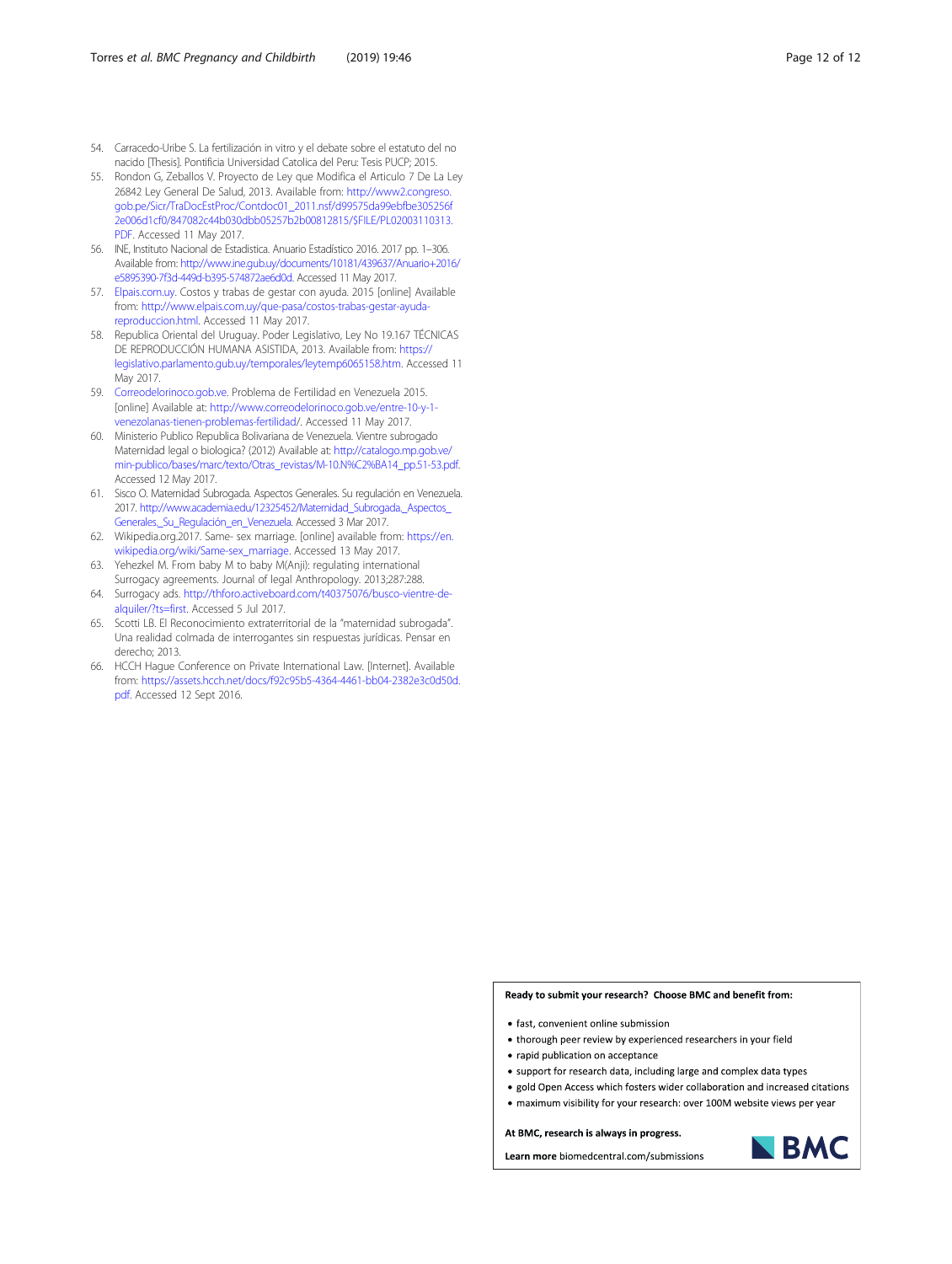54. Carracedo-Uribe S. La fertilización in vitro y el debate sobre el estatuto del no nacido [Thesis]. Pontificia Universidad Catolica del Peru: Tesis PUCP; 2015.
55. Rondon G, Zeballos V. Proyecto de Ley que Modifica el Articulo 7 De La Ley 26842 Ley General De Salud, 2013. Available from: http://www2.congreso.gob.pe/Sicr/TraDocEstProc/Contdoc01_2011.nsf/d99575da99ebfbe305256f2e006d1cf0/847082c44b030dbb05257b2b00812815/$FILE/PL02003110313.PDF. Accessed 11 May 2017.
56. INE, Instituto Nacional de Estadistica. Anuario Estadístico 2016. 2017 pp. 1–306. Available from: http://www.ine.gub.uy/documents/10181/439637/Anuario+2016/e5895390-7f3d-449d-b395-574872ae6d0d. Accessed 11 May 2017.
57. Elpais.com.uy. Costos y trabas de gestar con ayuda. 2015 [online] Available from: http://www.elpais.com.uy/que-pasa/costos-trabas-gestar-ayuda-reproduccion.html. Accessed 11 May 2017.
58. Republica Oriental del Uruguay. Poder Legislativo, Ley No 19.167 TÉCNICAS DE REPRODUCCIÓN HUMANA ASISTIDA, 2013. Available from: https://legislativo.parlamento.gub.uy/temporales/leytemp6065158.htm. Accessed 11 May 2017.
59. Correodelorinoco.gob.ve. Problema de Fertilidad en Venezuela 2015. [online] Available at: http://www.correodelorinoco.gob.ve/entre-10-y-1-venezolanas-tienen-problemas-fertilidad/. Accessed 11 May 2017.
60. Ministerio Publico Republica Bolivariana de Venezuela. Vientre subrogado Maternidad legal o biologica? (2012) Available at: http://catalogo.mp.gob.ve/min-publico/bases/marc/texto/Otras_revistas/M-10.N%C2%BA14_pp.51-53.pdf. Accessed 12 May 2017.
61. Sisco O. Maternidad Subrogada. Aspectos Generales. Su regulación en Venezuela. 2017. http://www.academia.edu/12325452/Maternidad_Subrogada._Aspectos_Generales._Su_Regulación_en_Venezuela. Accessed 3 Mar 2017.
62. Wikipedia.org.2017. Same- sex marriage. [online] available from: https://en.wikipedia.org/wiki/Same-sex_marriage. Accessed 13 May 2017.
63. Yehezkel M. From baby M to baby M(Anji): regulating international Surrogacy agreements. Journal of legal Anthropology. 2013;287:288.
64. Surrogacy ads. http://thforo.activeboard.com/t40375076/busco-vientre-de-alquiler/?ts=first. Accessed 5 Jul 2017.
65. Scotti LB. El Reconocimiento extraterritorial de la "maternidad subrogada". Una realidad colmada de interrogantes sin respuestas jurídicas. Pensar en derecho; 2013.
66. HCCH Hague Conference on Private International Law. [Internet]. Available from: https://assets.hcch.net/docs/f92c95b5-4364-4461-bb04-2382e3c0d50d.pdf. Accessed 12 Sept 2016.

**Ready to submit your research? Choose BMC and benefit from:**

- fast, convenient online submission
- thorough peer review by experienced researchers in your field
- rapid publication on acceptance
- support for research data, including large and complex data types
- gold Open Access which fosters wider collaboration and increased citations
- maximum visibility for your research: over 100M website views per year

**At BMC, research is always in progress.**

**Learn more** biomedcentral.com/submissions

BMC